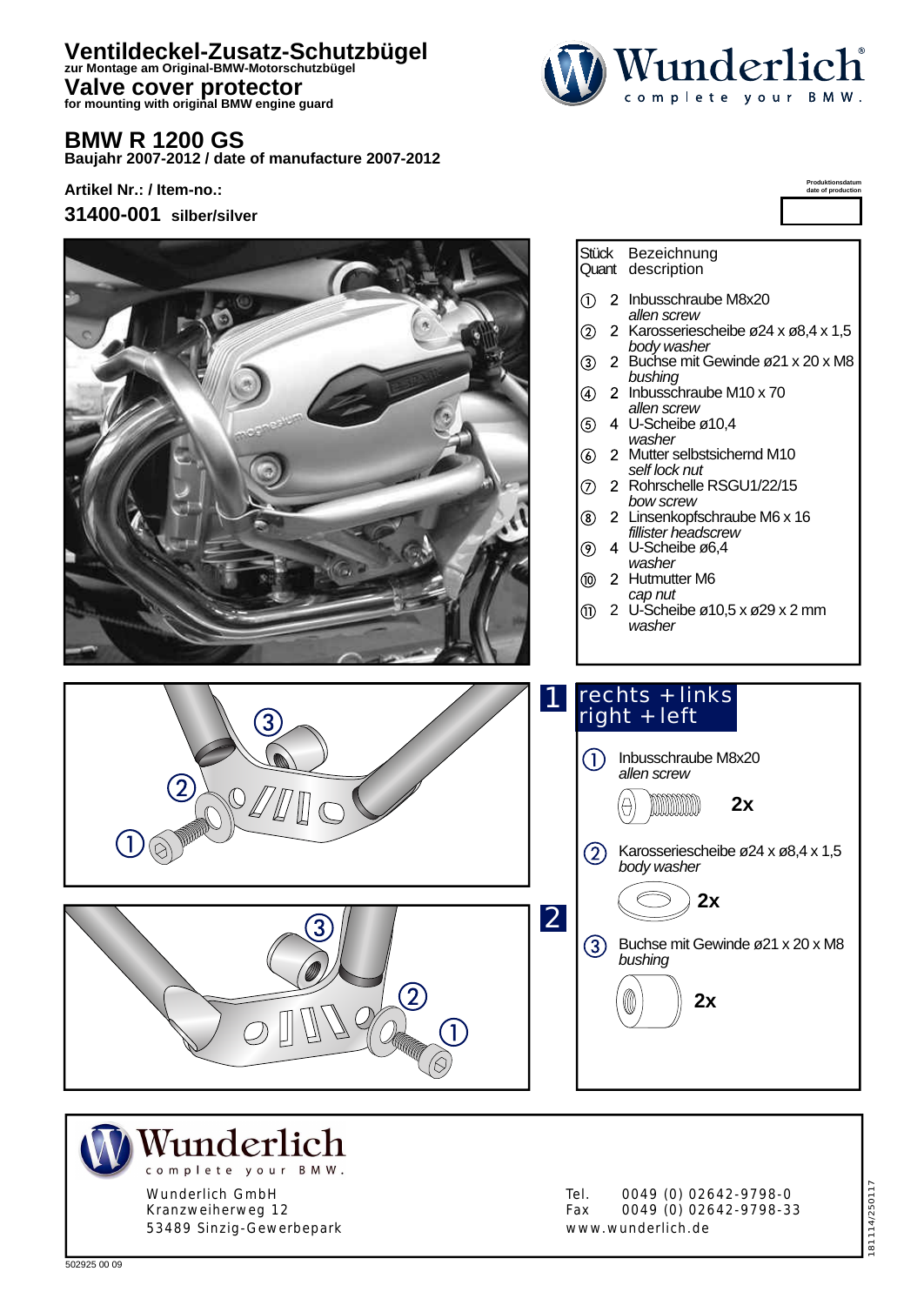# Ventildeckel-Zusatz-Schutzbügel

**zur Montage am Original-BMW-Motorschutzbügel**

# Valve cover protector

**for mounting with original BMW engine guard**

## BMW R 1200 GS

**Baujahr 2007-2012 / date of manufacture 2007-2012**

**Artikel Nr.: / Item-no.:**

**31400-001** **silber/silver**

Produktionsdatum
date of production

| Stück Quant | | Bezeichnung description |
|---|---|---|
| ① | 2 | Inbusschraube M8x20 *allen screw* |
| ② | 2 | Karosseriescheibe ø24 x ø8,4 x 1,5 *body washer* |
| ③ | 2 | Buchse mit Gewinde ø21 x 20 x M8 *bushing* |
| ④ | 2 | Inbusschraube M10 x 70 *allen screw* |
| ⑤ | 4 | U-Scheibe ø10,4 *washer* |
| ⑥ | 2 | Mutter selbstsichernd M10 *self lock nut* |
| ⑦ | 2 | Rohrschelle RSGU1/22/15 *bow screw* |
| ⑧ | 2 | Linsenkopfschraube M6 x 16 *fillister headscrew* |
| ⑨ | 4 | U-Scheibe ø6,4 *washer* |
| ⑩ | 2 | Hutmutter M6 *cap nut* |
| ⑪ | 2 | U-Scheibe ø10,5 x ø29 x 2 mm *washer* |

**1** rechts + links
right + left

**2**

① Inbusschraube M8x20
*allen screw*
**2x**

② Karosseriescheibe ø24 x ø8,4 x 1,5
*body washer*
**2x**

③ Buchse mit Gewinde ø21 x 20 x M8
*bushing*
**2x**

Wunderlich GmbH
Kranzweiherweg 12
53489 Sinzig-Gewerbepark

Tel. 0049 (0) 02642-9798-0
Fax 0049 (0) 02642-9798-33
www.wunderlich.de

181114/250117

502925 00 09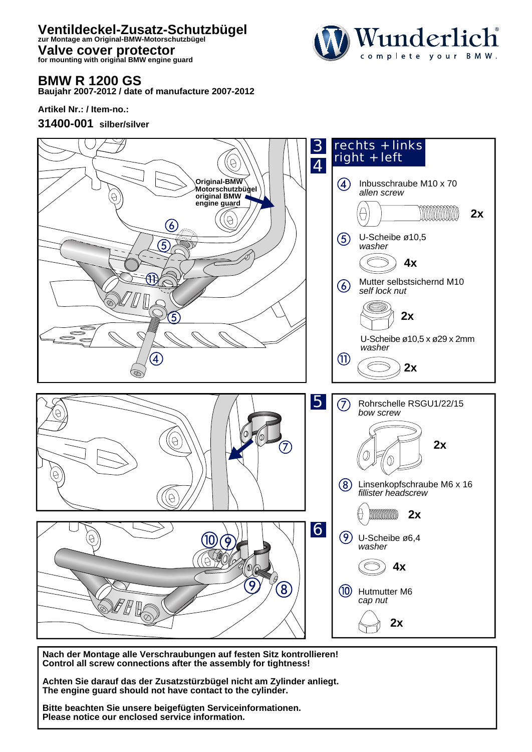# Ventildeckel-Zusatz-Schutzbügel

**zur Montage am Original-BMW-Motorschutzbügel**

# Valve cover protector

**for mounting with original BMW engine guard**

Wunderlich
complete your BMW.

## BMW R 1200 GS

**Baujahr 2007-2012 / date of manufacture 2007-2012**

**Artikel Nr.: / Item-no.:**

**31400-001** **silber/silver**

3
4

rechts + links
right + left

Original-BMW Motorschutzbügel
original BMW engine guard

④ Inbusschraube M10 x 70
*allen screw*
**2x**

⑤ U-Scheibe ø10,5
*washer*
**4x**

⑥ Mutter selbstsichernd M10
*self lock nut*
**2x**

⑪ U-Scheibe ø10,5 x ø29 x 2mm
*washer*
**2x**

5

⑦ Rohrschelle RSGU1/22/15
*bow screw*
**2x**

⑧ Linsenkopfschraube M6 x 16
*fillister headscrew*
**2x**

6

⑨ U-Scheibe ø6,4
*washer*
**4x**

⑩ Hutmutter M6
*cap nut*
**2x**

**Nach der Montage alle Verschraubungen auf festen Sitz kontrollieren!**
**Control all screw connections after the assembly for tightness!**

**Achten Sie darauf das der Zusatzstürzbügel nicht am Zylinder anliegt.**
**The engine guard should not have contact to the cylinder.**

**Bitte beachten Sie unsere beigefügten Serviceinformationen.**
**Please notice our enclosed service information.**